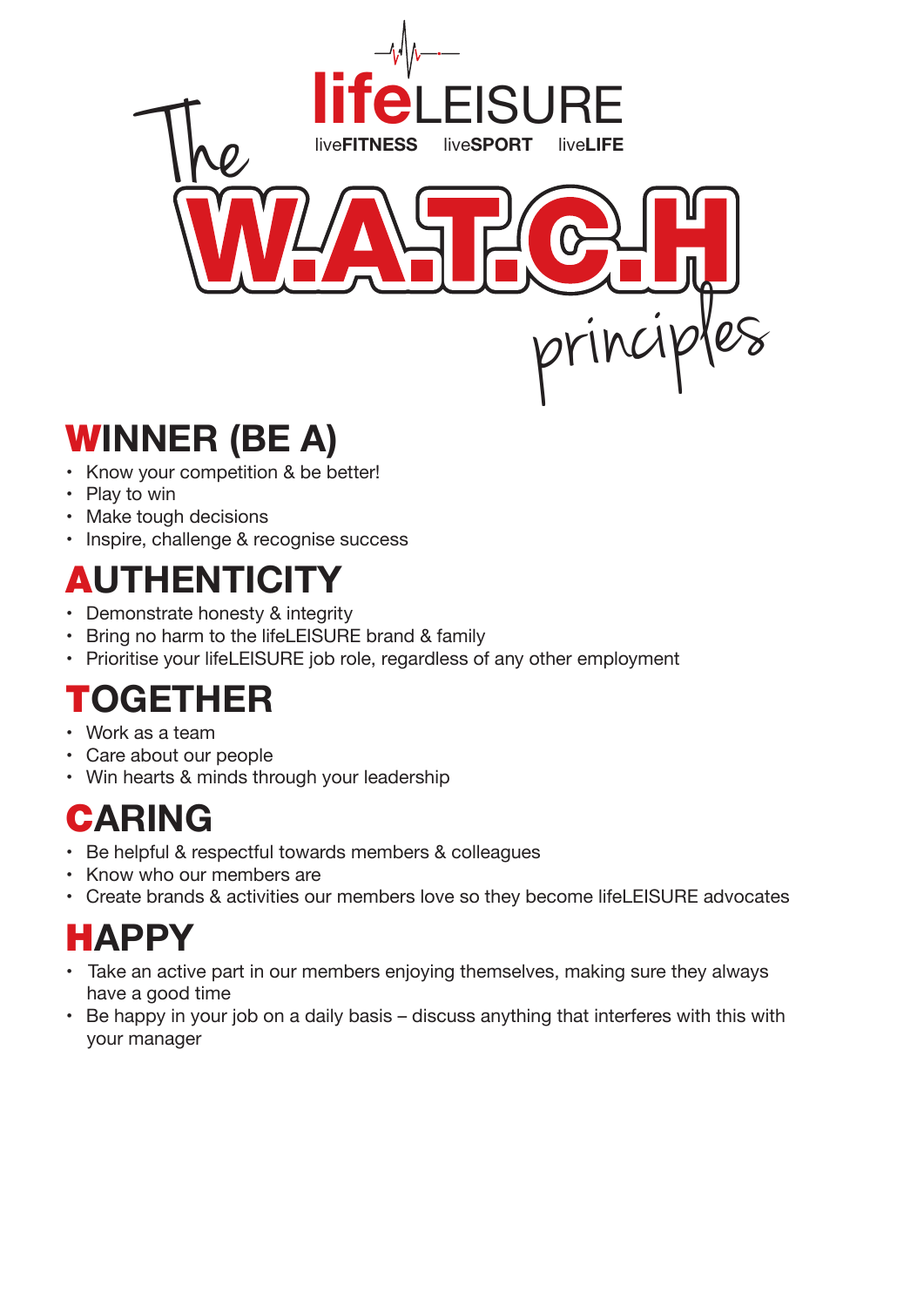lifeLEISURE

liveFITNESS liveSPORT liveLIFE

# The W.A.T.C.H principles

## WINNER (BE A)

- Know your competition & be better!
- Play to win
- Make tough decisions
- Inspire, challenge & recognise success

## AUTHENTICITY

- Demonstrate honesty & integrity
- Bring no harm to the lifeLEISURE brand & family
- Prioritise your lifeLEISURE job role, regardless of any other employment

## TOGETHER

- Work as a team
- Care about our people
- Win hearts & minds through your leadership

## CARING

- Be helpful & respectful towards members & colleagues
- Know who our members are
- Create brands & activities our members love so they become lifeLEISURE advocates

## HAPPY

- Take an active part in our members enjoying themselves, making sure they always have a good time
- Be happy in your job on a daily basis – discuss anything that interferes with this with your manager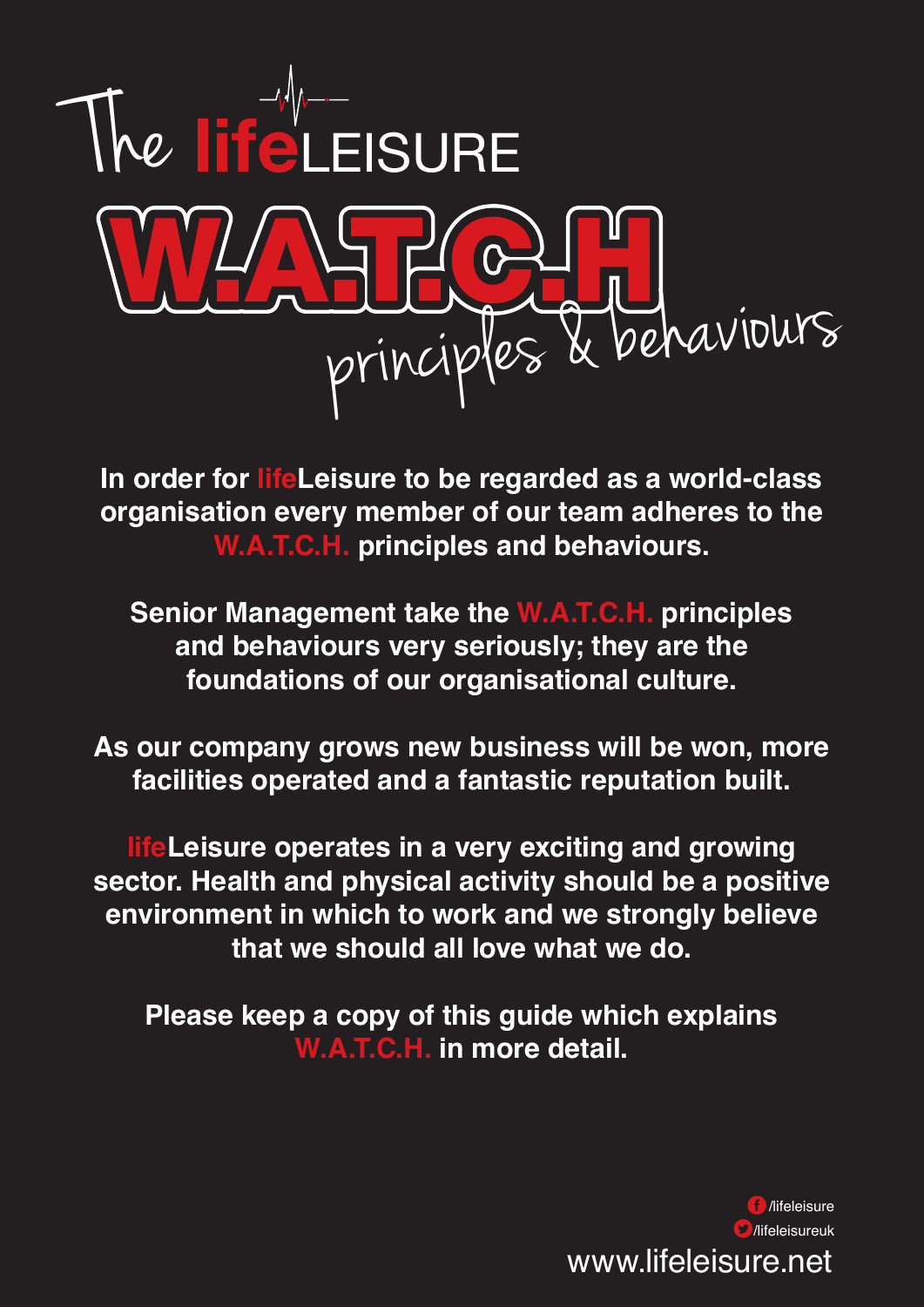# The lifeLEISURE W.A.T.C.H principles & behaviours

**In order for lifeLeisure to be regarded as a world-class organisation every member of our team adheres to the W.A.T.C.H. principles and behaviours.**

**Senior Management take the W.A.T.C.H. principles and behaviours very seriously; they are the foundations of our organisational culture.**

**As our company grows new business will be won, more facilities operated and a fantastic reputation built.**

**lifeLeisure operates in a very exciting and growing sector. Health and physical activity should be a positive environment in which to work and we strongly believe that we should all love what we do.**

**Please keep a copy of this guide which explains W.A.T.C.H. in more detail.**

/lifeleisure

/lifeleisureuk

www.lifeleisure.net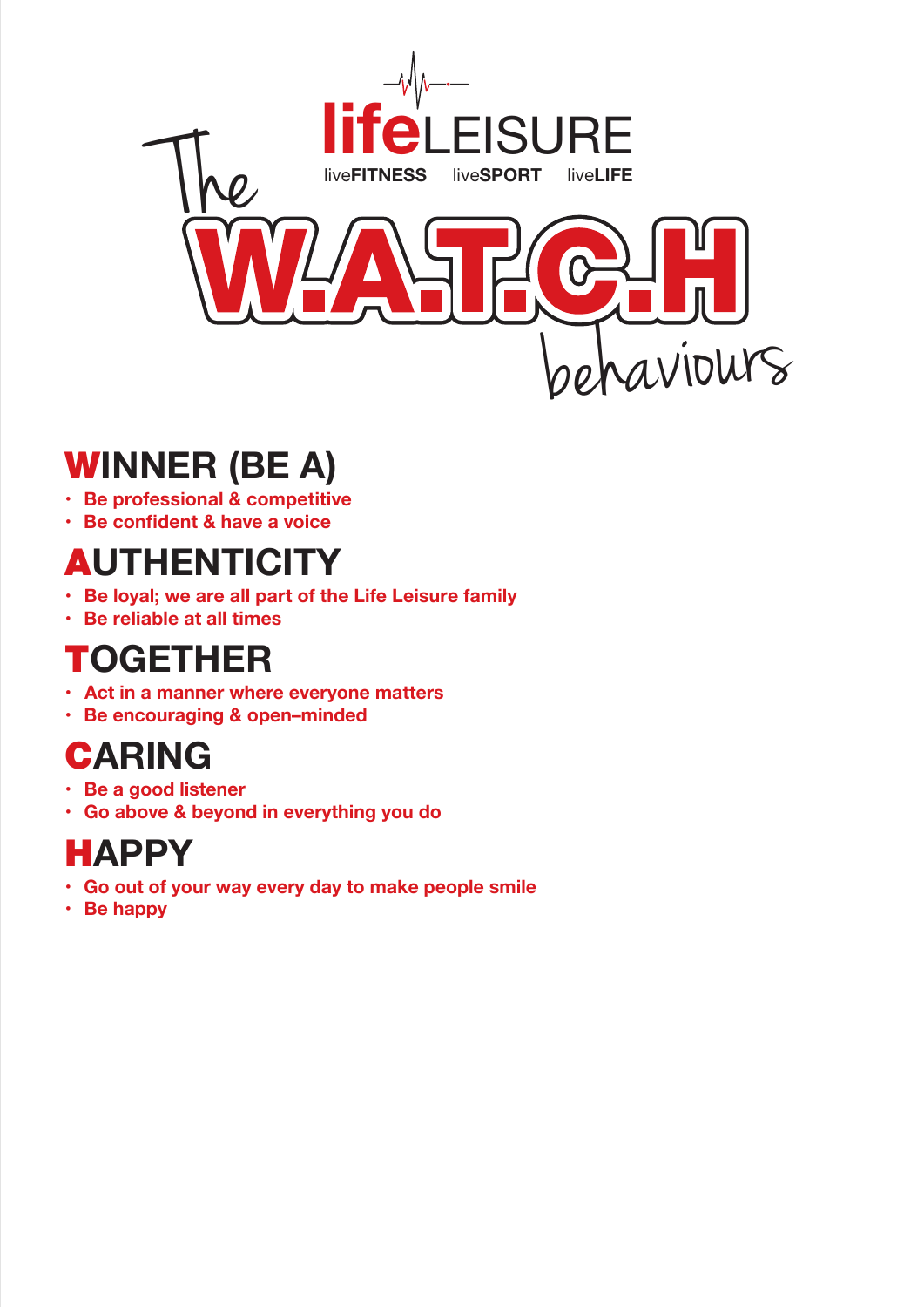lifeLEISURE

liveFITNESS liveSPORT liveLIFE

# The W.A.T.C.H behaviours

## WINNER (BE A)

- Be professional & competitive
- Be confident & have a voice

## AUTHENTICITY

- Be loyal; we are all part of the Life Leisure family
- Be reliable at all times

## TOGETHER

- Act in a manner where everyone matters
- Be encouraging & open–minded

## CARING

- Be a good listener
- Go above & beyond in everything you do

## HAPPY

- Go out of your way every day to make people smile
- Be happy